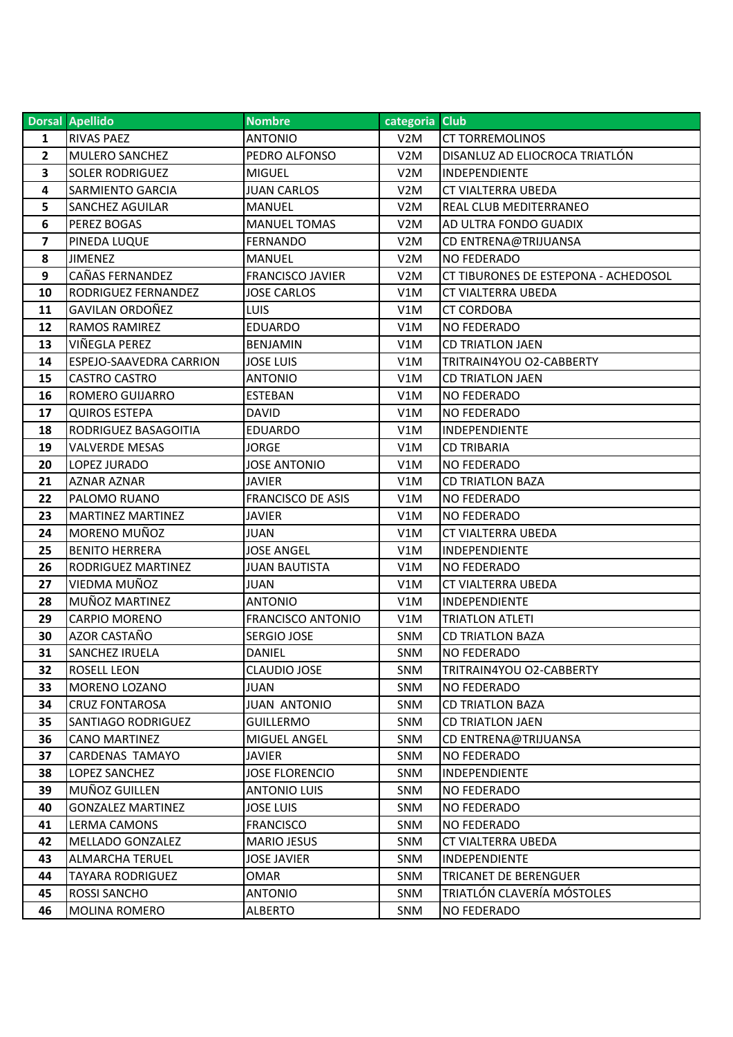| Dorsal | Apellido | Nombre | categoria | Club |
|---|---|---|---|---|
| 1 | RIVAS PAEZ | ANTONIO | V2M | CT TORREMOLINOS |
| 2 | MULERO SANCHEZ | PEDRO ALFONSO | V2M | DISANLUZ AD ELIOCROCA TRIATLÓN |
| 3 | SOLER RODRIGUEZ | MIGUEL | V2M | INDEPENDIENTE |
| 4 | SARMIENTO GARCIA | JUAN CARLOS | V2M | CT VIALTERRA UBEDA |
| 5 | SANCHEZ AGUILAR | MANUEL | V2M | REAL CLUB MEDITERRANEO |
| 6 | PEREZ BOGAS | MANUEL TOMAS | V2M | AD ULTRA FONDO GUADIX |
| 7 | PINEDA LUQUE | FERNANDO | V2M | CD ENTRENA@TRIJUANSA |
| 8 | JIMENEZ | MANUEL | V2M | NO FEDERADO |
| 9 | CAÑAS FERNANDEZ | FRANCISCO JAVIER | V2M | CT TIBURONES DE ESTEPONA - ACHEDOSOL |
| 10 | RODRIGUEZ FERNANDEZ | JOSE CARLOS | V1M | CT VIALTERRA UBEDA |
| 11 | GAVILAN ORDOÑEZ | LUIS | V1M | CT CORDOBA |
| 12 | RAMOS RAMIREZ | EDUARDO | V1M | NO FEDERADO |
| 13 | VIÑEGLA PEREZ | BENJAMIN | V1M | CD TRIATLON JAEN |
| 14 | ESPEJO-SAAVEDRA CARRION | JOSE LUIS | V1M | TRITRAIN4YOU O2-CABBERTY |
| 15 | CASTRO CASTRO | ANTONIO | V1M | CD TRIATLON JAEN |
| 16 | ROMERO GUIJARRO | ESTEBAN | V1M | NO FEDERADO |
| 17 | QUIROS ESTEPA | DAVID | V1M | NO FEDERADO |
| 18 | RODRIGUEZ BASAGOITIA | EDUARDO | V1M | INDEPENDIENTE |
| 19 | VALVERDE MESAS | JORGE | V1M | CD TRIBARIA |
| 20 | LOPEZ JURADO | JOSE ANTONIO | V1M | NO FEDERADO |
| 21 | AZNAR AZNAR | JAVIER | V1M | CD TRIATLON BAZA |
| 22 | PALOMO RUANO | FRANCISCO DE ASIS | V1M | NO FEDERADO |
| 23 | MARTINEZ MARTINEZ | JAVIER | V1M | NO FEDERADO |
| 24 | MORENO MUÑOZ | JUAN | V1M | CT VIALTERRA UBEDA |
| 25 | BENITO HERRERA | JOSE ANGEL | V1M | INDEPENDIENTE |
| 26 | RODRIGUEZ MARTINEZ | JUAN BAUTISTA | V1M | NO FEDERADO |
| 27 | VIEDMA MUÑOZ | JUAN | V1M | CT VIALTERRA UBEDA |
| 28 | MUÑOZ MARTINEZ | ANTONIO | V1M | INDEPENDIENTE |
| 29 | CARPIO MORENO | FRANCISCO ANTONIO | V1M | TRIATLON ATLETI |
| 30 | AZOR CASTAÑO | SERGIO JOSE | SNM | CD TRIATLON BAZA |
| 31 | SANCHEZ IRUELA | DANIEL | SNM | NO FEDERADO |
| 32 | ROSELL LEON | CLAUDIO JOSE | SNM | TRITRAIN4YOU O2-CABBERTY |
| 33 | MORENO LOZANO | JUAN | SNM | NO FEDERADO |
| 34 | CRUZ FONTAROSA | JUAN ANTONIO | SNM | CD TRIATLON BAZA |
| 35 | SANTIAGO RODRIGUEZ | GUILLERMO | SNM | CD TRIATLON JAEN |
| 36 | CANO MARTINEZ | MIGUEL ANGEL | SNM | CD ENTRENA@TRIJUANSA |
| 37 | CARDENAS TAMAYO | JAVIER | SNM | NO FEDERADO |
| 38 | LOPEZ SANCHEZ | JOSE FLORENCIO | SNM | INDEPENDIENTE |
| 39 | MUÑOZ GUILLEN | ANTONIO LUIS | SNM | NO FEDERADO |
| 40 | GONZALEZ MARTINEZ | JOSE LUIS | SNM | NO FEDERADO |
| 41 | LERMA CAMONS | FRANCISCO | SNM | NO FEDERADO |
| 42 | MELLADO GONZALEZ | MARIO JESUS | SNM | CT VIALTERRA UBEDA |
| 43 | ALMARCHA TERUEL | JOSE JAVIER | SNM | INDEPENDIENTE |
| 44 | TAYARA RODRIGUEZ | OMAR | SNM | TRICANET DE BERENGUER |
| 45 | ROSSI SANCHO | ANTONIO | SNM | TRIATLÓN CLAVERÍA MÓSTOLES |
| 46 | MOLINA ROMERO | ALBERTO | SNM | NO FEDERADO |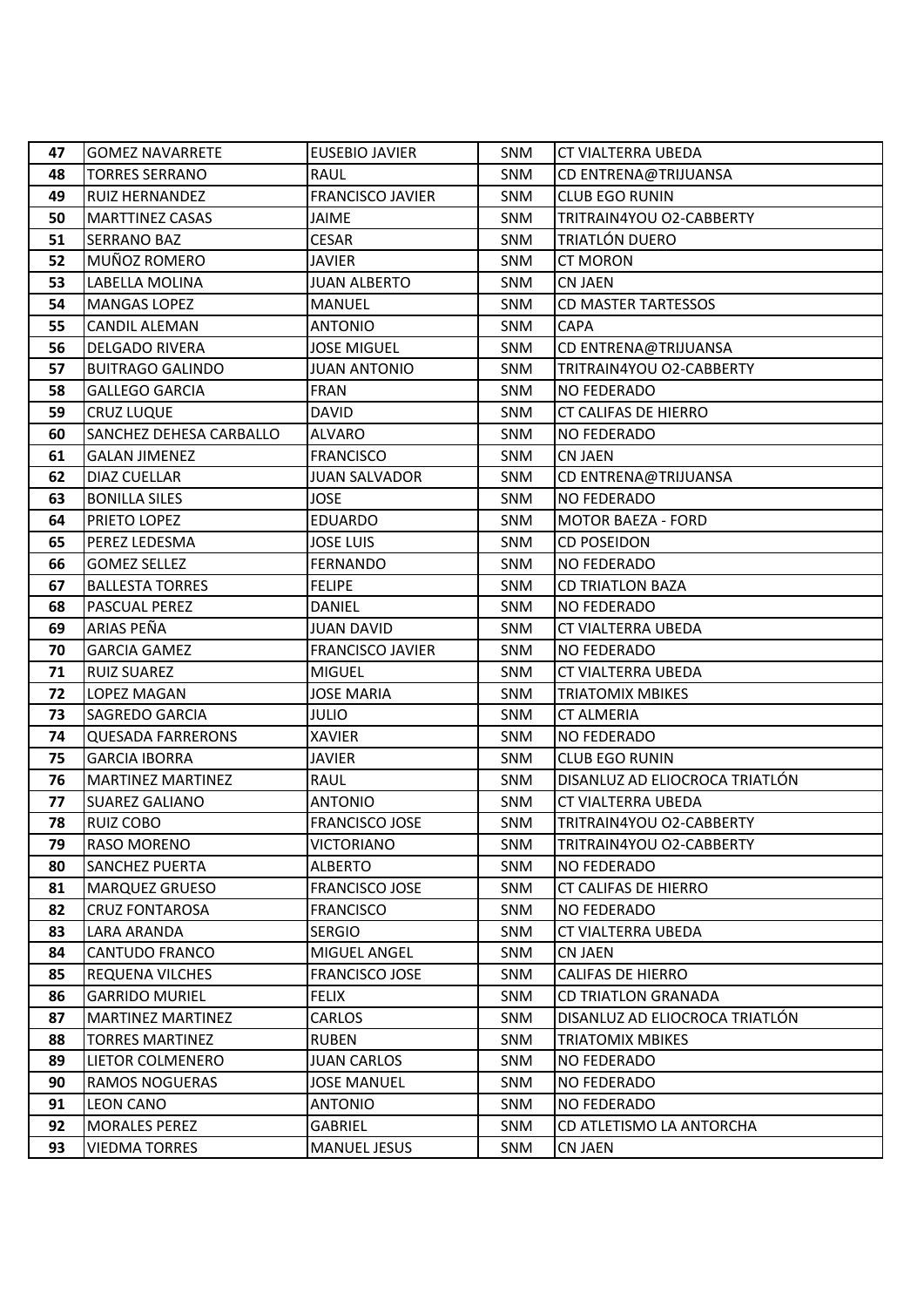| 47 | GOMEZ NAVARRETE | EUSEBIO JAVIER | SNM | CT VIALTERRA UBEDA |
|---|---|---|---|---|
| 48 | TORRES SERRANO | RAUL | SNM | CD ENTRENA@TRIJUANSA |
| 49 | RUIZ HERNANDEZ | FRANCISCO JAVIER | SNM | CLUB EGO RUNIN |
| 50 | MARTTINEZ CASAS | JAIME | SNM | TRITRAIN4YOU O2-CABBERTY |
| 51 | SERRANO BAZ | CESAR | SNM | TRIATLÓN DUERO |
| 52 | MUÑOZ ROMERO | JAVIER | SNM | CT MORON |
| 53 | LABELLA MOLINA | JUAN ALBERTO | SNM | CN JAEN |
| 54 | MANGAS LOPEZ | MANUEL | SNM | CD MASTER TARTESSOS |
| 55 | CANDIL ALEMAN | ANTONIO | SNM | CAPA |
| 56 | DELGADO RIVERA | JOSE MIGUEL | SNM | CD ENTRENA@TRIJUANSA |
| 57 | BUITRAGO GALINDO | JUAN ANTONIO | SNM | TRITRAIN4YOU O2-CABBERTY |
| 58 | GALLEGO GARCIA | FRAN | SNM | NO FEDERADO |
| 59 | CRUZ LUQUE | DAVID | SNM | CT CALIFAS DE HIERRO |
| 60 | SANCHEZ DEHESA CARBALLO | ALVARO | SNM | NO FEDERADO |
| 61 | GALAN JIMENEZ | FRANCISCO | SNM | CN JAEN |
| 62 | DIAZ CUELLAR | JUAN SALVADOR | SNM | CD ENTRENA@TRIJUANSA |
| 63 | BONILLA SILES | JOSE | SNM | NO FEDERADO |
| 64 | PRIETO LOPEZ | EDUARDO | SNM | MOTOR BAEZA - FORD |
| 65 | PEREZ LEDESMA | JOSE LUIS | SNM | CD POSEIDON |
| 66 | GOMEZ SELLEZ | FERNANDO | SNM | NO FEDERADO |
| 67 | BALLESTA TORRES | FELIPE | SNM | CD TRIATLON BAZA |
| 68 | PASCUAL PEREZ | DANIEL | SNM | NO FEDERADO |
| 69 | ARIAS PEÑA | JUAN DAVID | SNM | CT VIALTERRA UBEDA |
| 70 | GARCIA GAMEZ | FRANCISCO JAVIER | SNM | NO FEDERADO |
| 71 | RUIZ SUAREZ | MIGUEL | SNM | CT VIALTERRA UBEDA |
| 72 | LOPEZ MAGAN | JOSE MARIA | SNM | TRIATOMIX MBIKES |
| 73 | SAGREDO GARCIA | JULIO | SNM | CT ALMERIA |
| 74 | QUESADA FARRERONS | XAVIER | SNM | NO FEDERADO |
| 75 | GARCIA IBORRA | JAVIER | SNM | CLUB EGO RUNIN |
| 76 | MARTINEZ MARTINEZ | RAUL | SNM | DISANLUZ AD ELIOCROCA TRIATLÓN |
| 77 | SUAREZ GALIANO | ANTONIO | SNM | CT VIALTERRA UBEDA |
| 78 | RUIZ COBO | FRANCISCO JOSE | SNM | TRITRAIN4YOU O2-CABBERTY |
| 79 | RASO MORENO | VICTORIANO | SNM | TRITRAIN4YOU O2-CABBERTY |
| 80 | SANCHEZ PUERTA | ALBERTO | SNM | NO FEDERADO |
| 81 | MARQUEZ GRUESO | FRANCISCO JOSE | SNM | CT CALIFAS DE HIERRO |
| 82 | CRUZ FONTAROSA | FRANCISCO | SNM | NO FEDERADO |
| 83 | LARA ARANDA | SERGIO | SNM | CT VIALTERRA UBEDA |
| 84 | CANTUDO FRANCO | MIGUEL ANGEL | SNM | CN JAEN |
| 85 | REQUENA VILCHES | FRANCISCO JOSE | SNM | CALIFAS DE HIERRO |
| 86 | GARRIDO MURIEL | FELIX | SNM | CD TRIATLON GRANADA |
| 87 | MARTINEZ MARTINEZ | CARLOS | SNM | DISANLUZ AD ELIOCROCA TRIATLÓN |
| 88 | TORRES MARTINEZ | RUBEN | SNM | TRIATOMIX MBIKES |
| 89 | LIETOR COLMENERO | JUAN CARLOS | SNM | NO FEDERADO |
| 90 | RAMOS NOGUERAS | JOSE MANUEL | SNM | NO FEDERADO |
| 91 | LEON CANO | ANTONIO | SNM | NO FEDERADO |
| 92 | MORALES PEREZ | GABRIEL | SNM | CD ATLETISMO LA ANTORCHA |
| 93 | VIEDMA TORRES | MANUEL JESUS | SNM | CN JAEN |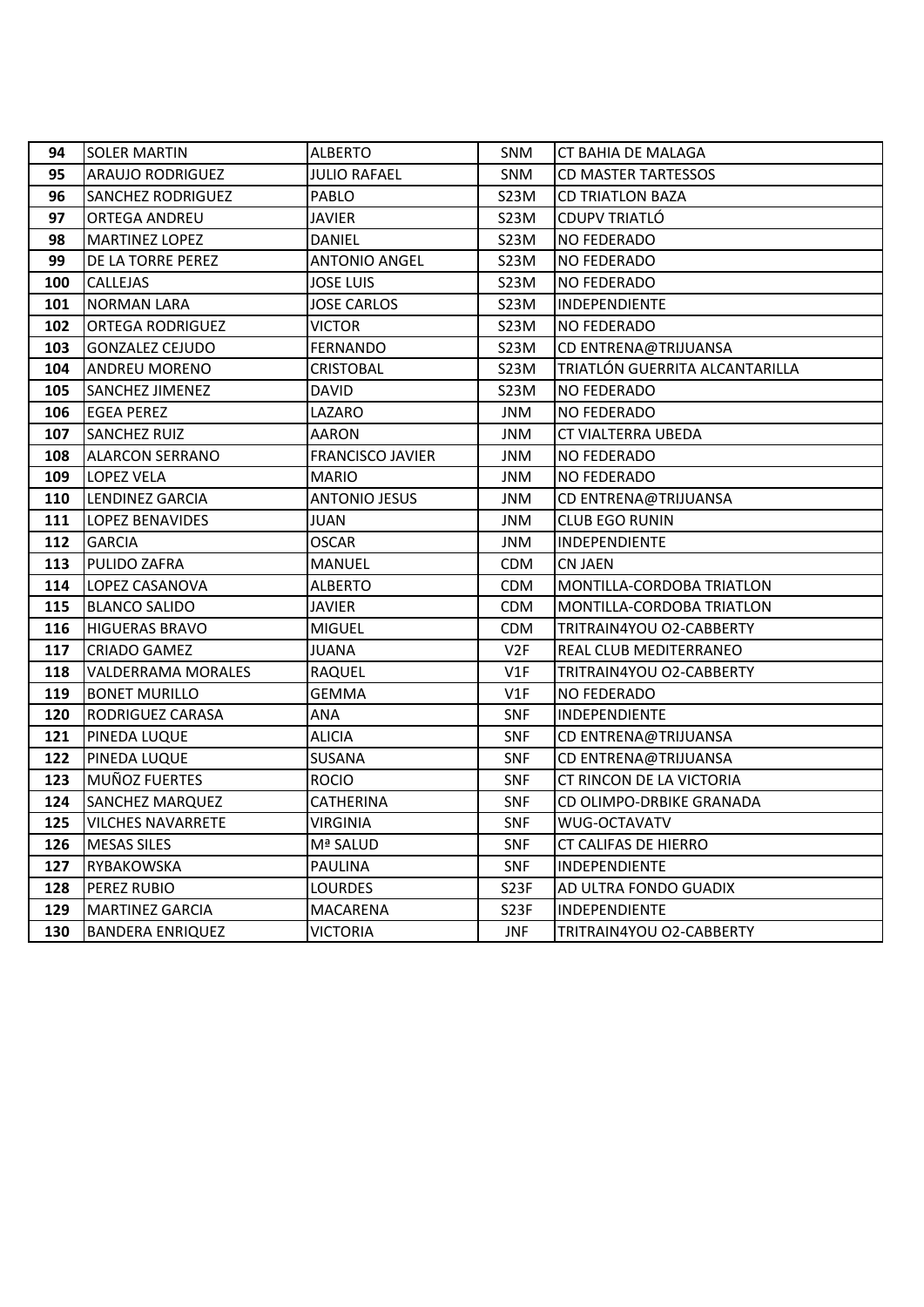| | | | | |
|---|---|---|---|---|
| **94** | SOLER MARTIN | ALBERTO | SNM | CT BAHIA DE MALAGA |
| **95** | ARAUJO RODRIGUEZ | JULIO RAFAEL | SNM | CD MASTER TARTESSOS |
| **96** | SANCHEZ RODRIGUEZ | PABLO | S23M | CD TRIATLON BAZA |
| **97** | ORTEGA ANDREU | JAVIER | S23M | CDUPV TRIATLÓ |
| **98** | MARTINEZ LOPEZ | DANIEL | S23M | NO FEDERADO |
| **99** | DE LA TORRE PEREZ | ANTONIO ANGEL | S23M | NO FEDERADO |
| **100** | CALLEJAS | JOSE LUIS | S23M | NO FEDERADO |
| **101** | NORMAN LARA | JOSE CARLOS | S23M | INDEPENDIENTE |
| **102** | ORTEGA RODRIGUEZ | VICTOR | S23M | NO FEDERADO |
| **103** | GONZALEZ CEJUDO | FERNANDO | S23M | CD ENTRENA@TRIJUANSA |
| **104** | ANDREU MORENO | CRISTOBAL | S23M | TRIATLÓN GUERRITA ALCANTARILLA |
| **105** | SANCHEZ JIMENEZ | DAVID | S23M | NO FEDERADO |
| **106** | EGEA PEREZ | LAZARO | JNM | NO FEDERADO |
| **107** | SANCHEZ RUIZ | AARON | JNM | CT VIALTERRA UBEDA |
| **108** | ALARCON SERRANO | FRANCISCO JAVIER | JNM | NO FEDERADO |
| **109** | LOPEZ VELA | MARIO | JNM | NO FEDERADO |
| **110** | LENDINEZ GARCIA | ANTONIO JESUS | JNM | CD ENTRENA@TRIJUANSA |
| **111** | LOPEZ BENAVIDES | JUAN | JNM | CLUB EGO RUNIN |
| **112** | GARCIA | OSCAR | JNM | INDEPENDIENTE |
| **113** | PULIDO ZAFRA | MANUEL | CDM | CN JAEN |
| **114** | LOPEZ CASANOVA | ALBERTO | CDM | MONTILLA-CORDOBA TRIATLON |
| **115** | BLANCO SALIDO | JAVIER | CDM | MONTILLA-CORDOBA TRIATLON |
| **116** | HIGUERAS BRAVO | MIGUEL | CDM | TRITRAIN4YOU O2-CABBERTY |
| **117** | CRIADO GAMEZ | JUANA | V2F | REAL CLUB MEDITERRANEO |
| **118** | VALDERRAMA MORALES | RAQUEL | V1F | TRITRAIN4YOU O2-CABBERTY |
| **119** | BONET MURILLO | GEMMA | V1F | NO FEDERADO |
| **120** | RODRIGUEZ CARASA | ANA | SNF | INDEPENDIENTE |
| **121** | PINEDA LUQUE | ALICIA | SNF | CD ENTRENA@TRIJUANSA |
| **122** | PINEDA LUQUE | SUSANA | SNF | CD ENTRENA@TRIJUANSA |
| **123** | MUÑOZ FUERTES | ROCIO | SNF | CT RINCON DE LA VICTORIA |
| **124** | SANCHEZ MARQUEZ | CATHERINA | SNF | CD OLIMPO-DRBIKE GRANADA |
| **125** | VILCHES NAVARRETE | VIRGINIA | SNF | WUG-OCTAVATV |
| **126** | MESAS SILES | Mª SALUD | SNF | CT CALIFAS DE HIERRO |
| **127** | RYBAKOWSKA | PAULINA | SNF | INDEPENDIENTE |
| **128** | PEREZ RUBIO | LOURDES | S23F | AD ULTRA FONDO GUADIX |
| **129** | MARTINEZ GARCIA | MACARENA | S23F | INDEPENDIENTE |
| **130** | BANDERA ENRIQUEZ | VICTORIA | JNF | TRITRAIN4YOU O2-CABBERTY |